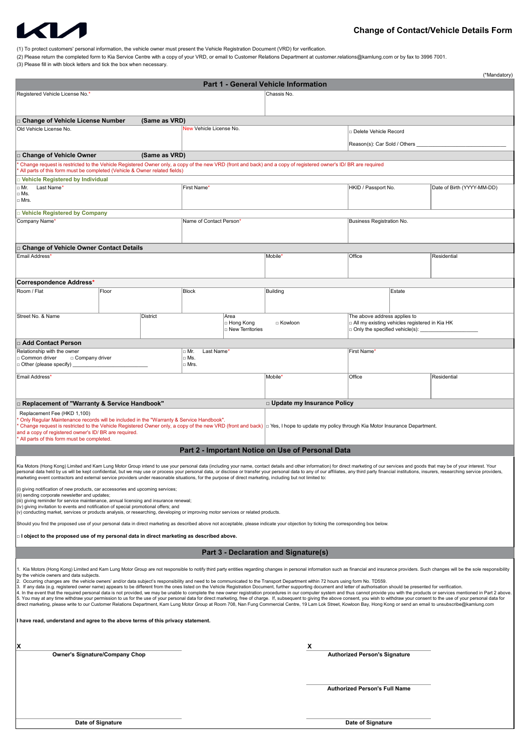KIA

# Change of Contact/Vehicle Details Form

(1) To protect customers' personal information, the vehicle owner must present the Vehicle Registration Document (VRD) for verification.
(2) Please return the completed form to Kia Service Centre with a copy of your VRD, or email to Customer Relations Department at customer.relations@kamlung.com or by fax to 3996 7001.
(3) Please fill in with block letters and tick the box when necessary.

(*Mandatory)

## Part 1 - General Vehicle Information

| Registered Vehicle License No.* | Chassis No. |
|---|---|
| | |

**□ Change of Vehicle License Number (Same as VRD)**

| Old Vehicle License No. | New Vehicle License No. | □ Delete Vehicle Record<br>Reason(s): Car Sold / Others ______________ |
|---|---|---|
| | | |

**□ Change of Vehicle Owner (Same as VRD)**

* Change request is restricted to the Vehicle Registered Owner only, a copy of the new VRD (front and back) and a copy of registered owner's ID/ BR are required
* All parts of this form must be completed (Vehicle & Owner related fields)

**□ Vehicle Registered by Individual**

| □ Mr. □ Ms. □ Mrs. Last Name* | First Name* | HKID / Passport No. | Date of Birth (YYYY-MM-DD) |
|---|---|---|---|
| | | | |

**□ Vehicle Registered by Company**

| Company Name* | Name of Contact Person* | Business Registration No. |
|---|---|---|
| | | |

**□ Change of Vehicle Owner Contact Details**

| Email Address* | Mobile* | Office | Residential |
|---|---|---|---|
| | | | |

**Correspondence Address***

| Room / Flat | Floor | Block | Building | Estate |
|---|---|---|---|---|
| | | | | |

| Street No. & Name | District | Area<br>□ Hong Kong □ Kowloon<br>□ New Territories | The above address applies to<br>□ All my existing vehicles registered in Kia HK<br>□ Only the specified vehicle(s): ______________ |
|---|---|---|---|
| | | | |

**□ Add Contact Person**

| Relationship with the owner<br>□ Common driver □ Company driver<br>□ Other (please specify) ______________ | □ Mr. □ Ms. □ Mrs. Last Name* | First Name* |
|---|---|---|
| | | |

| Email Address* | Mobile* | Office | Residential |
|---|---|---|---|
| | | | |

| □ Replacement of "Warranty & Service Handbook" | □ Update my Insurance Policy |
|---|---|
| Replacement Fee (HKD 1,100)<br>* Only Regular Maintenance records will be included in the "Warranty & Service Handbook".<br>* Change request is restricted to the Vehicle Registered Owner only, a copy of the new VRD (front and back) and a copy of registered owner's ID/ BR are required.<br>* All parts of this form must be completed. | □ Yes, I hope to update my policy through Kia Motor Insurance Department. |

## Part 2 - Important Notice on Use of Personal Data

Kia Motors (Hong Kong) Limited and Kam Lung Motor Group intend to use your personal data (including your name, contact details and other information) for direct marketing of our services and goods that may be of your interest. Your personal data held by us will be kept confidential, but we may use or process your personal data, or disclose or transfer your personal data to any of our affiliates, any third party financial institutions, insurers, researching service providers, marketing event contractors and external service providers under reasonable situations, for the purpose of direct marketing, including but not limited to:

(i) giving notification of new products, car accessories and upcoming services;
(ii) sending corporate newsletter and updates;
(iii) giving reminder for service maintenance, annual licensing and insurance renewal;
(iv) giving invitation to events and notification of special promotional offers; and
(v) conducting market, services or products analysis, or researching, developing or improving motor services or related products.

Should you find the proposed use of your personal data in direct marketing as described above not acceptable, please indicate your objection by ticking the corresponding box below.

**□ I object to the proposed use of my personal data in direct marketing as described above.**

## Part 3 - Declaration and Signature(s)

1. Kia Motors (Hong Kong) Limited and Kam Lung Motor Group are not responsible to notify third party entities regarding changes in personal information such as financial and insurance providers. Such changes will be the sole responsibility by the vehicle owners and data subjects.
2. Occurring changes are the vehicle owners' and/or data subject's responsibility and need to be communicated to the Transport Department within 72 hours using form No. TD559.
3. If any data (e.g. registered owner name) appears to be different from the ones listed on the Vehicle Registration Document, further supporting document and letter of authorisation should be presented for verification.
4. In the event that the required personal data is not provided, we may be unable to complete the new owner registration procedures in our computer system and thus cannot provide you with the products or services mentioned in Part 2 above.
5. You may at any time withdraw your permission to us for the use of your personal data for direct marketing, free of charge. If, subsequent to giving the above consent, you wish to withdraw your consent to the use of your personal data for direct marketing, please write to our Customer Relations Department, Kam Lung Motor Group at Room 708, Nan Fung Commercial Centre, 19 Lam Lok Street, Kowloon Bay, Hong Kong or send an email to unsubscribe@kamlung.com

**I have read, understand and agree to the above terms of this privacy statement.**

X ______________________
**Owner's Signature/Company Chop**

______________________
**Date of Signature**

X ______________________
**Authorized Person's Signature**

______________________
**Authorized Person's Full Name**

______________________
**Date of Signature**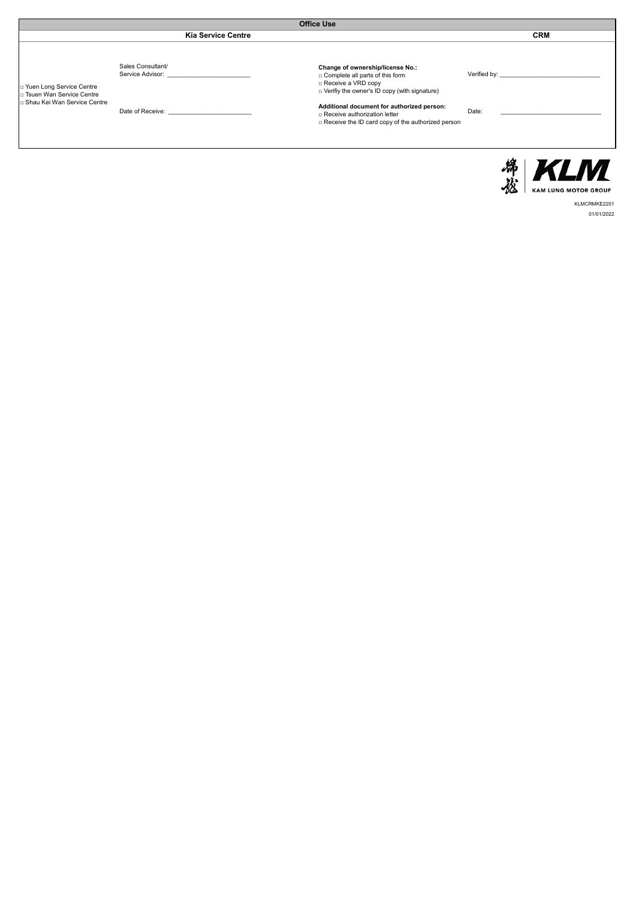| Office Use | | | |
| --- | --- | --- | --- |
| **Kia Service Centre** | | | **CRM** |
| □ Yuen Long Service Centre<br>□ Tsuen Wan Service Centre<br>□ Shau Kei Wan Service Centre | Sales Consultant/<br>Service Advisor: ______________________<br><br>Date of Receive: ______________________ | **Change of ownership/license No.:**<br>□ Complete all parts of this form<br>□ Receive a VRD copy<br>□ Verifiy the owner's ID copy (with signature)<br><br>**Additional document for authorized person:**<br>□ Receive authorization letter<br>□ Receive the ID card copy of the authorized person | Verified by: ______________________<br><br>Date: ______________________ |

錦龍 KLM KAM LUNG MOTOR GROUP

KLMCRMKE2201

01/01/2022